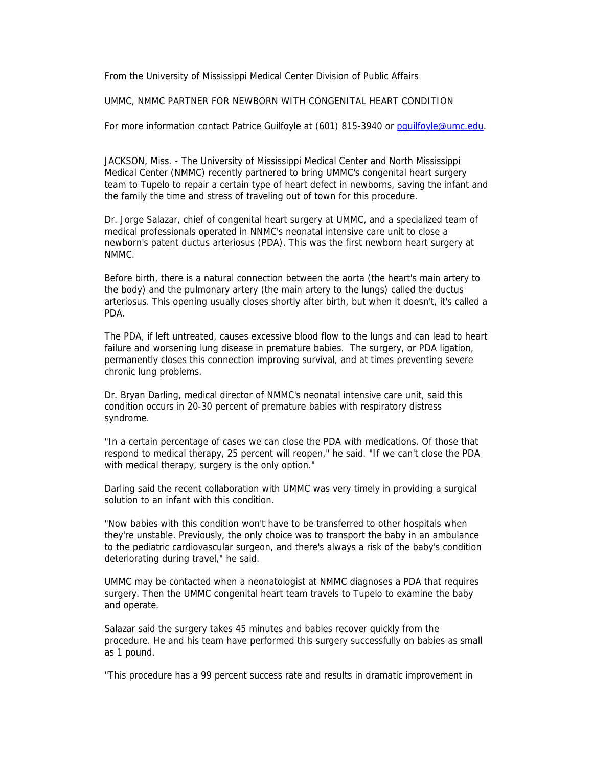From the University of Mississippi Medical Center Division of Public Affairs

UMMC, NMMC PARTNER FOR NEWBORN WITH CONGENITAL HEART CONDITION

For more information contact Patrice Guilfoyle at (601) 815-3940 or pguilfoyle@umc.edu.

JACKSON, Miss. - The University of Mississippi Medical Center and North Mississippi Medical Center (NMMC) recently partnered to bring UMMC's congenital heart surgery team to Tupelo to repair a certain type of heart defect in newborns, saving the infant and the family the time and stress of traveling out of town for this procedure.

Dr. Jorge Salazar, chief of congenital heart surgery at UMMC, and a specialized team of medical professionals operated in NNMC's neonatal intensive care unit to close a newborn's patent ductus arteriosus (PDA). This was the first newborn heart surgery at NMMC.

Before birth, there is a natural connection between the aorta (the heart's main artery to the body) and the pulmonary artery (the main artery to the lungs) called the ductus arteriosus. This opening usually closes shortly after birth, but when it doesn't, it's called a PDA.

The PDA, if left untreated, causes excessive blood flow to the lungs and can lead to heart failure and worsening lung disease in premature babies. The surgery, or PDA ligation, permanently closes this connection improving survival, and at times preventing severe chronic lung problems.

Dr. Bryan Darling, medical director of NMMC's neonatal intensive care unit, said this condition occurs in 20-30 percent of premature babies with respiratory distress syndrome.

"In a certain percentage of cases we can close the PDA with medications. Of those that respond to medical therapy, 25 percent will reopen," he said. "If we can't close the PDA with medical therapy, surgery is the only option."

Darling said the recent collaboration with UMMC was very timely in providing a surgical solution to an infant with this condition.

"Now babies with this condition won't have to be transferred to other hospitals when they're unstable. Previously, the only choice was to transport the baby in an ambulance to the pediatric cardiovascular surgeon, and there's always a risk of the baby's condition deteriorating during travel," he said.

UMMC may be contacted when a neonatologist at NMMC diagnoses a PDA that requires surgery. Then the UMMC congenital heart team travels to Tupelo to examine the baby and operate.

Salazar said the surgery takes 45 minutes and babies recover quickly from the procedure. He and his team have performed this surgery successfully on babies as small as 1 pound.

"This procedure has a 99 percent success rate and results in dramatic improvement in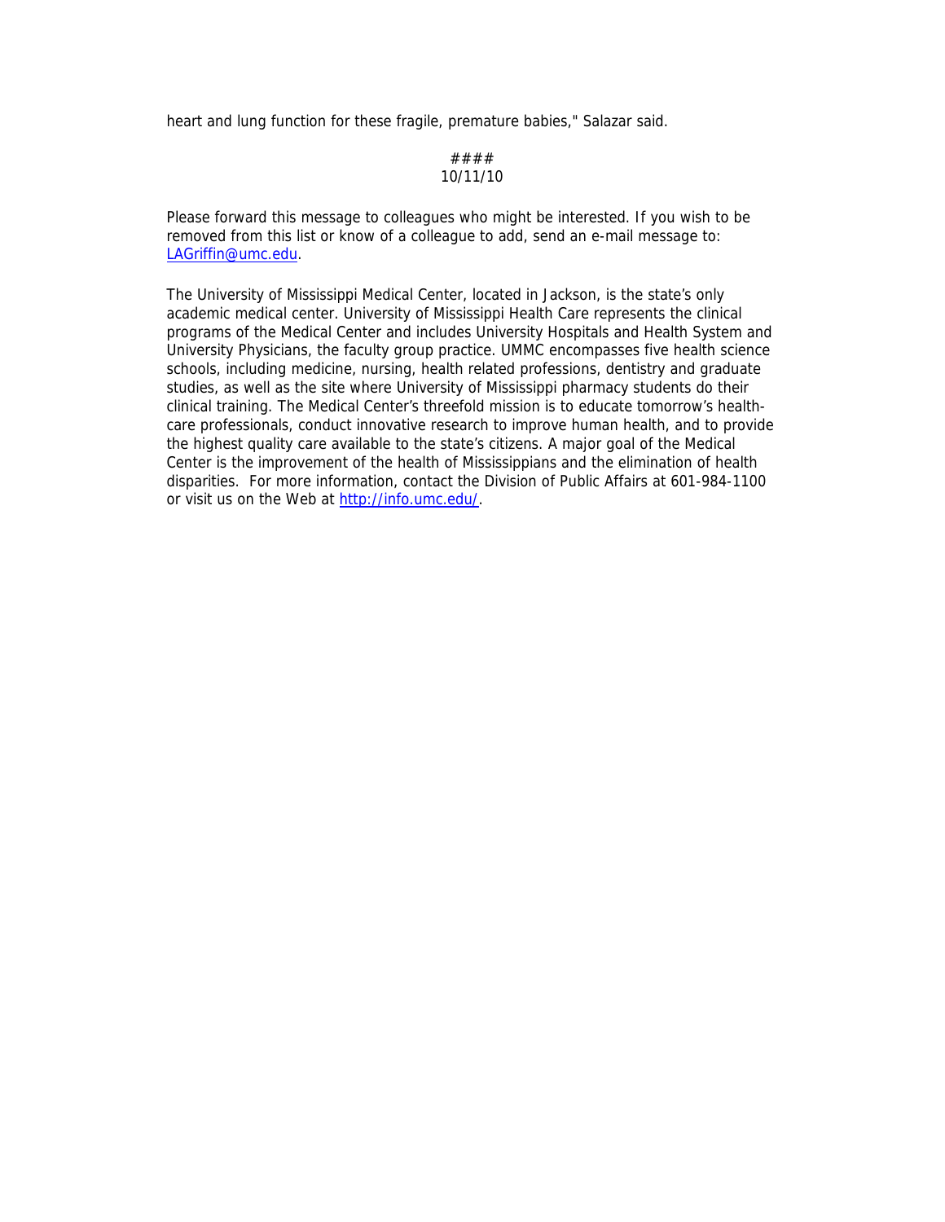heart and lung function for these fragile, premature babies," Salazar said.

####
10/11/10

Please forward this message to colleagues who might be interested. If you wish to be removed from this list or know of a colleague to add, send an e-mail message to: LAGriffin@umc.edu.

The University of Mississippi Medical Center, located in Jackson, is the state's only academic medical center. University of Mississippi Health Care represents the clinical programs of the Medical Center and includes University Hospitals and Health System and University Physicians, the faculty group practice. UMMC encompasses five health science schools, including medicine, nursing, health related professions, dentistry and graduate studies, as well as the site where University of Mississippi pharmacy students do their clinical training. The Medical Center's threefold mission is to educate tomorrow's health-care professionals, conduct innovative research to improve human health, and to provide the highest quality care available to the state's citizens. A major goal of the Medical Center is the improvement of the health of Mississippians and the elimination of health disparities. For more information, contact the Division of Public Affairs at 601-984-1100 or visit us on the Web at http://info.umc.edu/.